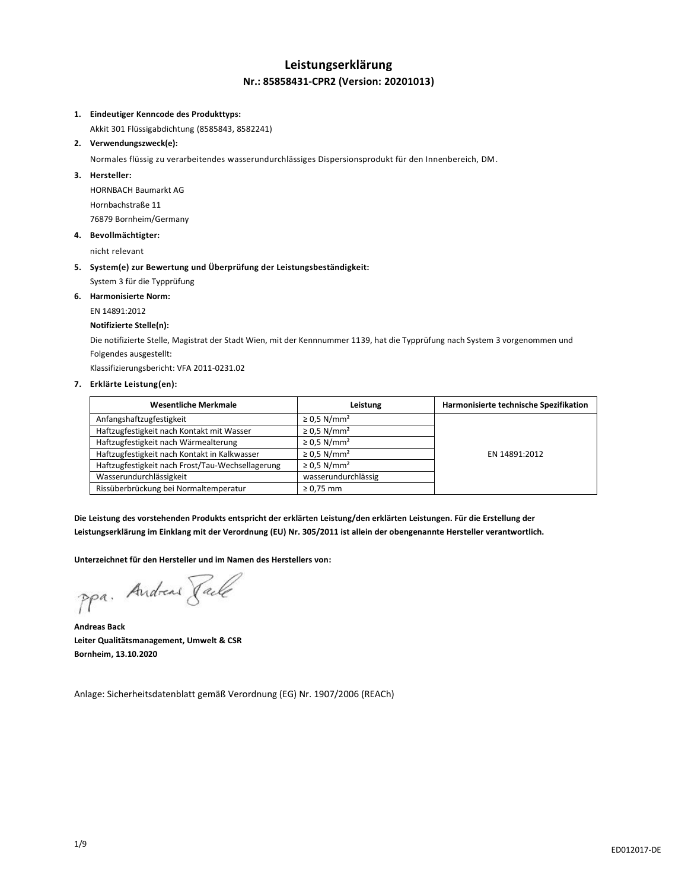# Leistungserklärung

## Nr.: 85858431-CPR2 (Version: 20201013)

1. **Eindeutiger Kenncode des Produkttyps:**

   Akkit 301 Flüssigabdichtung (8585843, 8582241)

2. **Verwendungszweck(e):**

   Normales flüssig zu verarbeitendes wasserundurchlässiges Dispersionsprodukt für den Innenbereich, DM.

3. **Hersteller:**

   HORNBACH Baumarkt AG

   Hornbachstraße 11

   76879 Bornheim/Germany

4. **Bevollmächtigter:**

   nicht relevant

5. **System(e) zur Bewertung und Überprüfung der Leistungsbeständigkeit:**

   System 3 für die Typprüfung

6. **Harmonisierte Norm:**

   EN 14891:2012

   **Notifizierte Stelle(n):**

   Die notifizierte Stelle, Magistrat der Stadt Wien, mit der Kennnummer 1139, hat die Typprüfung nach System 3 vorgenommen und Folgendes ausgestellt:

   Klassifizierungsbericht: VFA 2011-0231.02

7. **Erklärte Leistung(en):**

| Wesentliche Merkmale | Leistung | Harmonisierte technische Spezifikation |
|---|---|---|
| Anfangshaftzugfestigkeit | ≥ 0,5 N/mm² | EN 14891:2012 |
| Haftzugfestigkeit nach Kontakt mit Wasser | ≥ 0,5 N/mm² | |
| Haftzugfestigkeit nach Wärmealterung | ≥ 0,5 N/mm² | |
| Haftzugfestigkeit nach Kontakt in Kalkwasser | ≥ 0,5 N/mm² | |
| Haftzugfestigkeit nach Frost/Tau-Wechsellagerung | ≥ 0,5 N/mm² | |
| Wasserundurchlässigkeit | wasserundurchlässig | |
| Rissüberbrückung bei Normaltemperatur | ≥ 0,75 mm | |

**Die Leistung des vorstehenden Produkts entspricht der erklärten Leistung/den erklärten Leistungen. Für die Erstellung der Leistungserklärung im Einklang mit der Verordnung (EU) Nr. 305/2011 ist allein der obengenannte Hersteller verantwortlich.**

**Unterzeichnet für den Hersteller und im Namen des Herstellers von:**

ppa. Andreas Back

**Andreas Back**
**Leiter Qualitätsmanagement, Umwelt & CSR**
**Bornheim, 13.10.2020**

Anlage: Sicherheitsdatenblatt gemäß Verordnung (EG) Nr. 1907/2006 (REACh)

ED012017-DE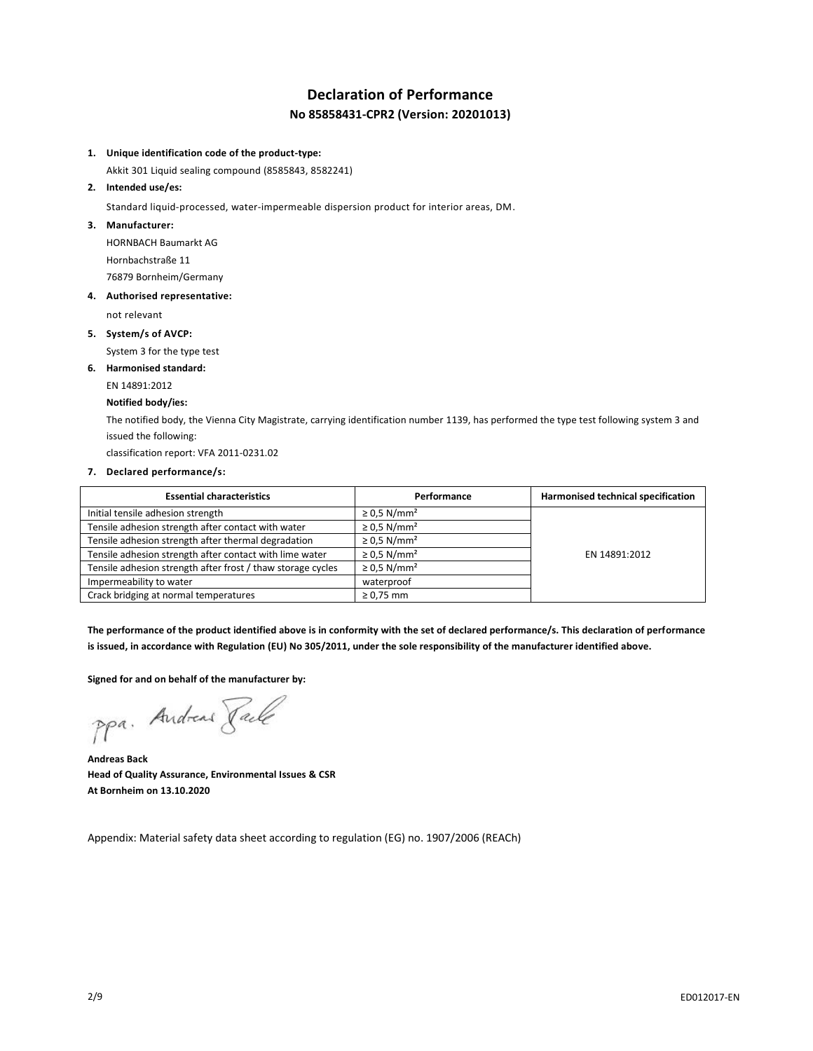# Declaration of Performance

## No 85858431-CPR2 (Version: 20201013)

1. **Unique identification code of the product-type:**

   Akkit 301 Liquid sealing compound (8585843, 8582241)

2. **Intended use/es:**

   Standard liquid-processed, water-impermeable dispersion product for interior areas, DM.

3. **Manufacturer:**

   HORNBACH Baumarkt AG

   Hornbachstraße 11

   76879 Bornheim/Germany

4. **Authorised representative:**

   not relevant

5. **System/s of AVCP:**

   System 3 for the type test

6. **Harmonised standard:**

   EN 14891:2012

   **Notified body/ies:**

   The notified body, the Vienna City Magistrate, carrying identification number 1139, has performed the type test following system 3 and issued the following:

   classification report: VFA 2011-0231.02

7. **Declared performance/s:**

| Essential characteristics | Performance | Harmonised technical specification |
|---|---|---|
| Initial tensile adhesion strength | ≥ 0,5 N/mm² | EN 14891:2012 |
| Tensile adhesion strength after contact with water | ≥ 0,5 N/mm² | |
| Tensile adhesion strength after thermal degradation | ≥ 0,5 N/mm² | |
| Tensile adhesion strength after contact with lime water | ≥ 0,5 N/mm² | |
| Tensile adhesion strength after frost / thaw storage cycles | ≥ 0,5 N/mm² | |
| Impermeability to water | waterproof | |
| Crack bridging at normal temperatures | ≥ 0,75 mm | |

**The performance of the product identified above is in conformity with the set of declared performance/s. This declaration of performance is issued, in accordance with Regulation (EU) No 305/2011, under the sole responsibility of the manufacturer identified above.**

**Signed for and on behalf of the manufacturer by:**

ppa. Andreas Back

**Andreas Back**
**Head of Quality Assurance, Environmental Issues & CSR**
**At Bornheim on 13.10.2020**

Appendix: Material safety data sheet according to regulation (EG) no. 1907/2006 (REACh)

ED012017-EN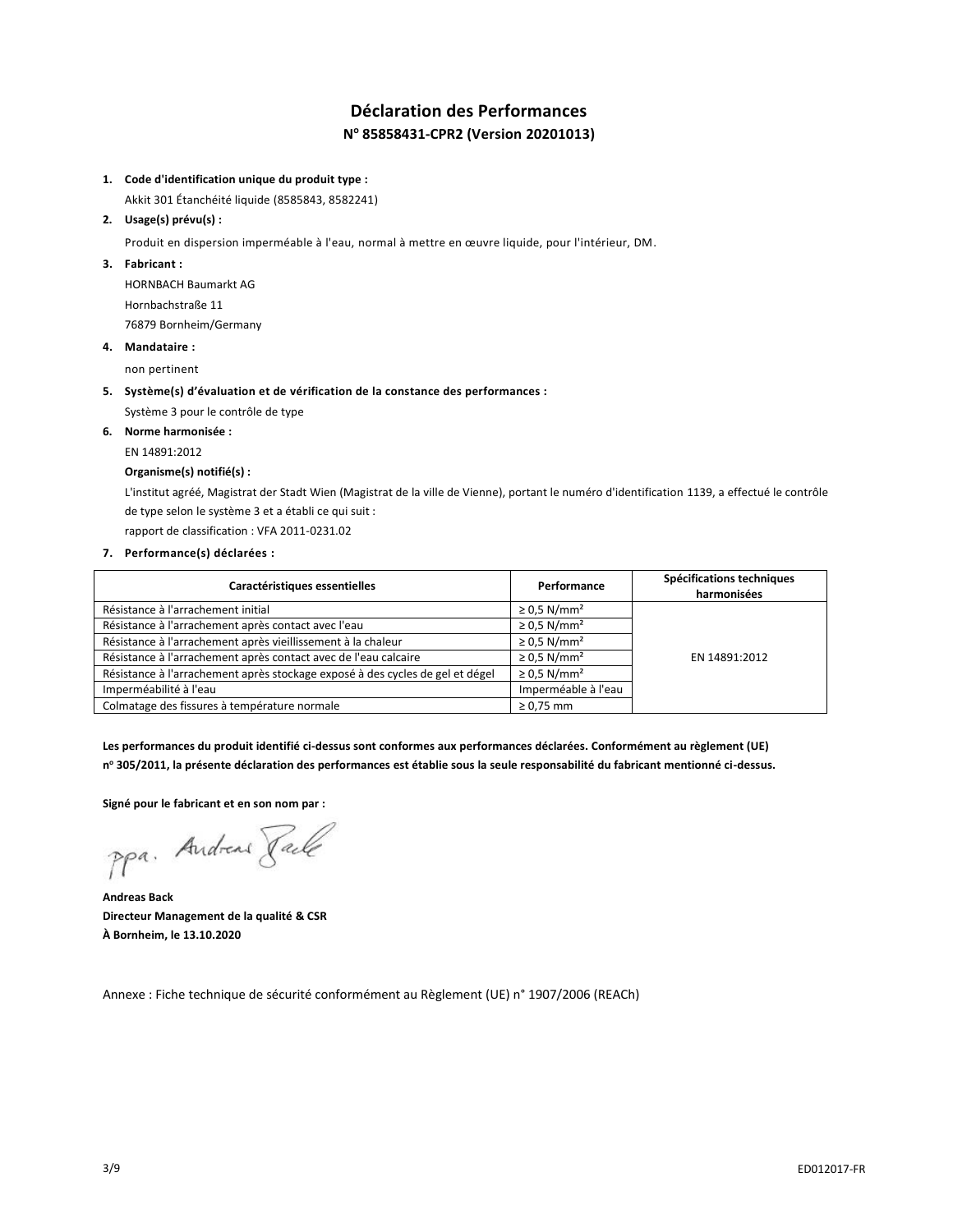# Déclaration des Performances

## N° 85858431-CPR2 (Version 20201013)

1. **Code d'identification unique du produit type :**

   Akkit 301 Étanchéité liquide (8585843, 8582241)

2. **Usage(s) prévu(s) :**

   Produit en dispersion imperméable à l'eau, normal à mettre en œuvre liquide, pour l'intérieur, DM.

3. **Fabricant :**

   HORNBACH Baumarkt AG

   Hornbachstraße 11

   76879 Bornheim/Germany

4. **Mandataire :**

   non pertinent

5. **Système(s) d'évaluation et de vérification de la constance des performances :**

   Système 3 pour le contrôle de type

6. **Norme harmonisée :**

   EN 14891:2012

   **Organisme(s) notifié(s) :**

   L'institut agréé, Magistrat der Stadt Wien (Magistrat de la ville de Vienne), portant le numéro d'identification 1139, a effectué le contrôle de type selon le système 3 et a établi ce qui suit :

   rapport de classification : VFA 2011-0231.02

7. **Performance(s) déclarées :**

| Caractéristiques essentielles | Performance | Spécifications techniques harmonisées |
|---|---|---|
| Résistance à l'arrachement initial | ≥ 0,5 N/mm² | EN 14891:2012 |
| Résistance à l'arrachement après contact avec l'eau | ≥ 0,5 N/mm² | |
| Résistance à l'arrachement après vieillissement à la chaleur | ≥ 0,5 N/mm² | |
| Résistance à l'arrachement après contact avec de l'eau calcaire | ≥ 0,5 N/mm² | |
| Résistance à l'arrachement après stockage exposé à des cycles de gel et dégel | ≥ 0,5 N/mm² | |
| Imperméabilité à l'eau | Imperméable à l'eau | |
| Colmatage des fissures à température normale | ≥ 0,75 mm | |

**Les performances du produit identifié ci-dessus sont conformes aux performances déclarées. Conformément au règlement (UE) n° 305/2011, la présente déclaration des performances est établie sous la seule responsabilité du fabricant mentionné ci-dessus.**

**Signé pour le fabricant et en son nom par :**

ppa. Andreas Back

**Andreas Back**
**Directeur Management de la qualité & CSR**
**À Bornheim, le 13.10.2020**

Annexe : Fiche technique de sécurité conformément au Règlement (UE) n° 1907/2006 (REACh)

ED012017-FR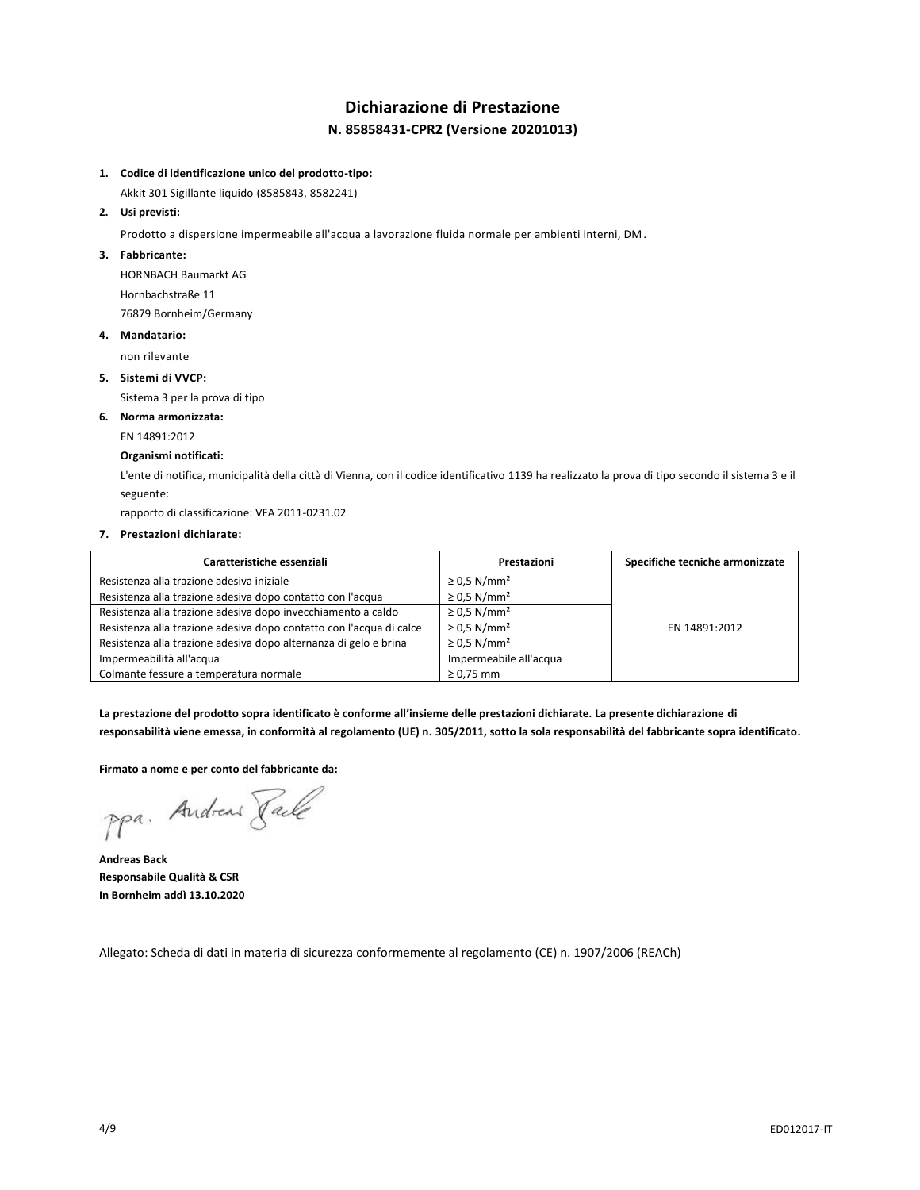# Dichiarazione di Prestazione

## N. 85858431-CPR2 (Versione 20201013)

1. **Codice di identificazione unico del prodotto-tipo:**

   Akkit 301 Sigillante liquido (8585843, 8582241)

2. **Usi previsti:**

   Prodotto a dispersione impermeabile all'acqua a lavorazione fluida normale per ambienti interni, DM.

3. **Fabbricante:**

   HORNBACH Baumarkt AG

   Hornbachstraße 11

   76879 Bornheim/Germany

4. **Mandatario:**

   non rilevante

5. **Sistemi di VVCP:**

   Sistema 3 per la prova di tipo

6. **Norma armonizzata:**

   EN 14891:2012

   **Organismi notificati:**

   L'ente di notifica, municipalità della città di Vienna, con il codice identificativo 1139 ha realizzato la prova di tipo secondo il sistema 3 e il seguente:

   rapporto di classificazione: VFA 2011-0231.02

7. **Prestazioni dichiarate:**

| Caratteristiche essenziali | Prestazioni | Specifiche tecniche armonizzate |
|---|---|---|
| Resistenza alla trazione adesiva iniziale | ≥ 0,5 N/mm² | EN 14891:2012 |
| Resistenza alla trazione adesiva dopo contatto con l'acqua | ≥ 0,5 N/mm² | |
| Resistenza alla trazione adesiva dopo invecchiamento a caldo | ≥ 0,5 N/mm² | |
| Resistenza alla trazione adesiva dopo contatto con l'acqua di calce | ≥ 0,5 N/mm² | |
| Resistenza alla trazione adesiva dopo alternanza di gelo e brina | ≥ 0,5 N/mm² | |
| Impermeabilità all'acqua | Impermeabile all'acqua | |
| Colmante fessure a temperatura normale | ≥ 0,75 mm | |

**La prestazione del prodotto sopra identificato è conforme all'insieme delle prestazioni dichiarate. La presente dichiarazione di responsabilità viene emessa, in conformità al regolamento (UE) n. 305/2011, sotto la sola responsabilità del fabbricante sopra identificato.**

**Firmato a nome e per conto del fabbricante da:**

ppa. Andreas Back

**Andreas Back**
**Responsabile Qualità & CSR**
**In Bornheim addì 13.10.2020**

Allegato: Scheda di dati in materia di sicurezza conformemente al regolamento (CE) n. 1907/2006 (REACh)

ED012017-IT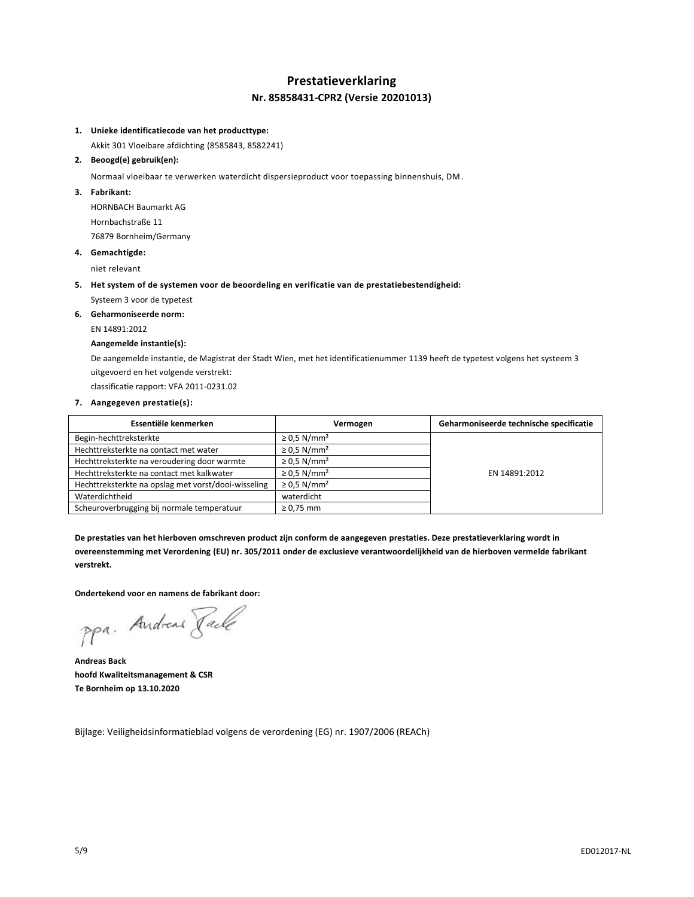# Prestatieverklaring

## Nr. 85858431-CPR2 (Versie 20201013)

1. **Unieke identificatiecode van het producttype:**

   Akkit 301 Vloeibare afdichting (8585843, 8582241)

2. **Beoogd(e) gebruik(en):**

   Normaal vloeibaar te verwerken waterdicht dispersieproduct voor toepassing binnenshuis, DM.

3. **Fabrikant:**

   HORNBACH Baumarkt AG

   Hornbachstraße 11

   76879 Bornheim/Germany

4. **Gemachtigde:**

   niet relevant

5. **Het system of de systemen voor de beoordeling en verificatie van de prestatiebestendigheid:**

   Systeem 3 voor de typetest

6. **Geharmoniseerde norm:**

   EN 14891:2012

   **Aangemelde instantie(s):**

   De aangemelde instantie, de Magistrat der Stadt Wien, met het identificatienummer 1139 heeft de typetest volgens het systeem 3 uitgevoerd en het volgende verstrekt:

   classificatie rapport: VFA 2011-0231.02

7. **Aangegeven prestatie(s):**

| Essentiële kenmerken | Vermogen | Geharmoniseerde technische specificatie |
|---|---|---|
| Begin-hechttreksterkte | ≥ 0,5 N/mm² | EN 14891:2012 |
| Hechttreksterkte na contact met water | ≥ 0,5 N/mm² | |
| Hechttreksterkte na veroudering door warmte | ≥ 0,5 N/mm² | |
| Hechttreksterkte na contact met kalkwater | ≥ 0,5 N/mm² | |
| Hechttreksterkte na opslag met vorst/dooi-wisseling | ≥ 0,5 N/mm² | |
| Waterdichtheid | waterdicht | |
| Scheuroverbrugging bij normale temperatuur | ≥ 0,75 mm | |

**De prestaties van het hierboven omschreven product zijn conform de aangegeven prestaties. Deze prestatieverklaring wordt in overeenstemming met Verordening (EU) nr. 305/2011 onder de exclusieve verantwoordelijkheid van de hierboven vermelde fabrikant verstrekt.**

**Ondertekend voor en namens de fabrikant door:**

ppa. Andreas Back

**Andreas Back**
**hoofd Kwaliteitsmanagement & CSR**
**Te Bornheim op 13.10.2020**

Bijlage: Veiligheidsinformatieblad volgens de verordening (EG) nr. 1907/2006 (REACh)

ED012017-NL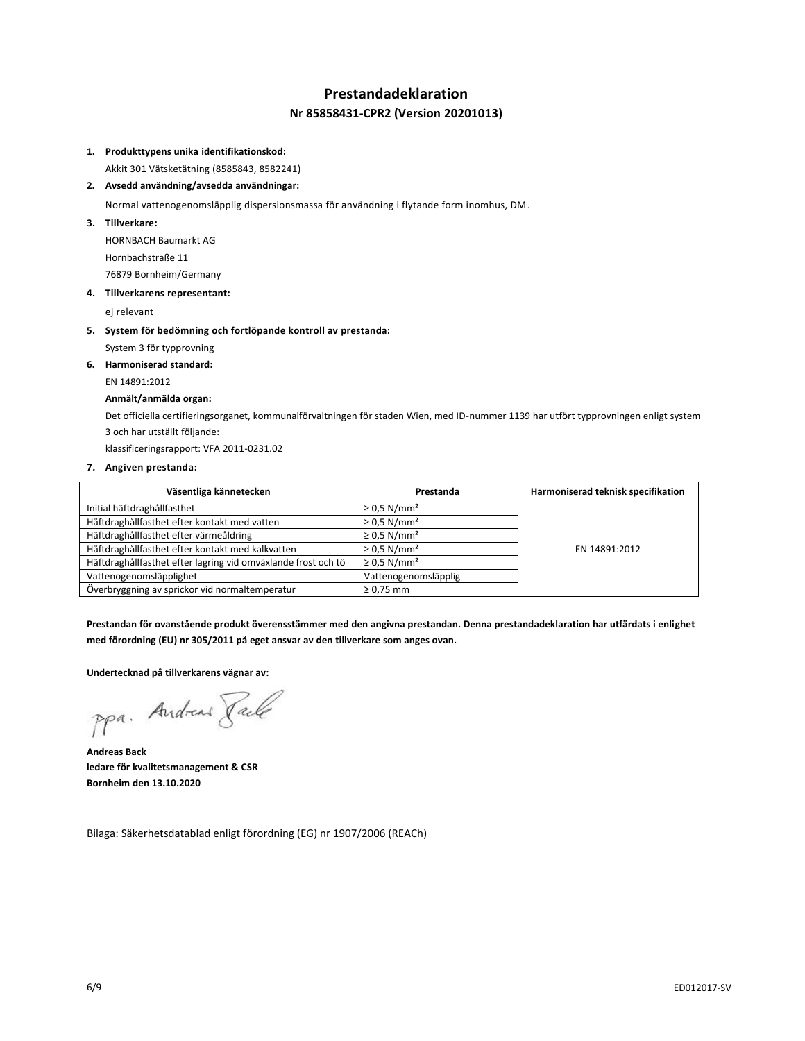# Prestandadeklaration

## Nr 85858431-CPR2 (Version 20201013)

1. **Produkttypens unika identifikationskod:**

   Akkit 301 Vätsketätning (8585843, 8582241)

2. **Avsedd användning/avsedda användningar:**

   Normal vattenogenomsläpplig dispersionsmassa för användning i flytande form inomhus, DM.

3. **Tillverkare:**

   HORNBACH Baumarkt AG

   Hornbachstraße 11

   76879 Bornheim/Germany

4. **Tillverkarens representant:**

   ej relevant

5. **System för bedömning och fortlöpande kontroll av prestanda:**

   System 3 för typprovning

6. **Harmoniserad standard:**

   EN 14891:2012

   **Anmält/anmälda organ:**

   Det officiella certifieringsorganet, kommunalförvaltningen för staden Wien, med ID-nummer 1139 har utfört typprovningen enligt system 3 och har utställt följande:

   klassificeringsrapport: VFA 2011-0231.02

7. **Angiven prestanda:**

| Väsentliga kännetecken | Prestanda | Harmoniserad teknisk specifikation |
|---|---|---|
| Initial häftdraghållfasthet | ≥ 0,5 N/mm² | EN 14891:2012 |
| Häftdraghållfasthet efter kontakt med vatten | ≥ 0,5 N/mm² | |
| Häftdraghållfasthet efter värmeåldring | ≥ 0,5 N/mm² | |
| Häftdraghållfasthet efter kontakt med kalkvatten | ≥ 0,5 N/mm² | |
| Häftdraghållfasthet efter lagring vid omväxlande frost och tö | ≥ 0,5 N/mm² | |
| Vattenogenomsläpplighet | Vattenogenomsläpplig | |
| Överbryggning av sprickor vid normaltemperatur | ≥ 0,75 mm | |

**Prestandan för ovanstående produkt överensstämmer med den angivna prestandan. Denna prestandadeklaration har utfärdats i enlighet med förordning (EU) nr 305/2011 på eget ansvar av den tillverkare som anges ovan.**

**Undertecknad på tillverkarens vägnar av:**

ppa. Andreas Back

**Andreas Back**
**ledare för kvalitetsmanagement & CSR**
**Bornheim den 13.10.2020**

Bilaga: Säkerhetsdatablad enligt förordning (EG) nr 1907/2006 (REACh)

ED012017-SV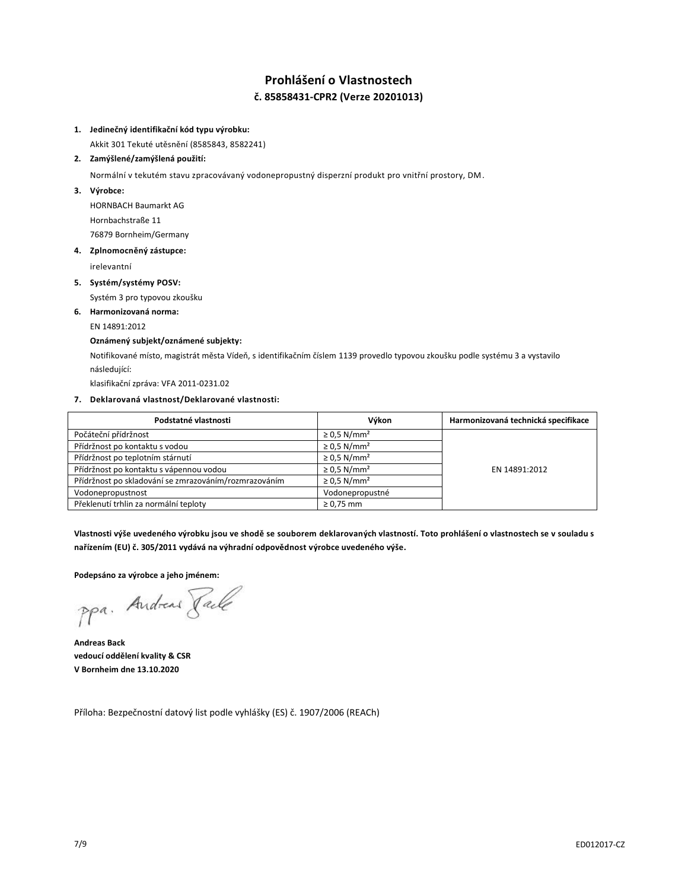# Prohlášení o Vlastnostech

## č. 85858431-CPR2 (Verze 20201013)

1. **Jedinečný identifikační kód typu výrobku:**

   Akkit 301 Tekuté utěsnění (8585843, 8582241)

2. **Zamýšlené/zamýšlená použití:**

   Normální v tekutém stavu zpracovávaný vodonepropustný disperzní produkt pro vnitřní prostory, DM.

3. **Výrobce:**

   HORNBACH Baumarkt AG

   Hornbachstraße 11

   76879 Bornheim/Germany

4. **Zplnomocněný zástupce:**

   irelevantní

5. **Systém/systémy POSV:**

   Systém 3 pro typovou zkoušku

6. **Harmonizovaná norma:**

   EN 14891:2012

   **Oznámený subjekt/oznámené subjekty:**

   Notifikované místo, magistrát města Vídeň, s identifikačním číslem 1139 provedlo typovou zkoušku podle systému 3 a vystavilo následující:

   klasifikační zpráva: VFA 2011-0231.02

7. **Deklarovaná vlastnost/Deklarované vlastnosti:**

| Podstatné vlastnosti | Výkon | Harmonizovaná technická specifikace |
|---|---|---|
| Počáteční přídržnost | ≥ 0,5 N/mm² | EN 14891:2012 |
| Přídržnost po kontaktu s vodou | ≥ 0,5 N/mm² | |
| Přídržnost po teplotním stárnutí | ≥ 0,5 N/mm² | |
| Přídržnost po kontaktu s vápennou vodou | ≥ 0,5 N/mm² | |
| Přídržnost po skladování se zmrazováním/rozmrazováním | ≥ 0,5 N/mm² | |
| Vodonepropustnost | Vodonepropustné | |
| Překlenutí trhlin za normální teploty | ≥ 0,75 mm | |

**Vlastnosti výše uvedeného výrobku jsou ve shodě se souborem deklarovaných vlastností. Toto prohlášení o vlastnostech se v souladu s nařízením (EU) č. 305/2011 vydává na výhradní odpovědnost výrobce uvedeného výše.**

**Podepsáno za výrobce a jeho jménem:**

ppa. Andreas Back

**Andreas Back**
**vedoucí oddělení kvality & CSR**
**V Bornheim dne 13.10.2020**

Příloha: Bezpečnostní datový list podle vyhlášky (ES) č. 1907/2006 (REACh)

ED012017-CZ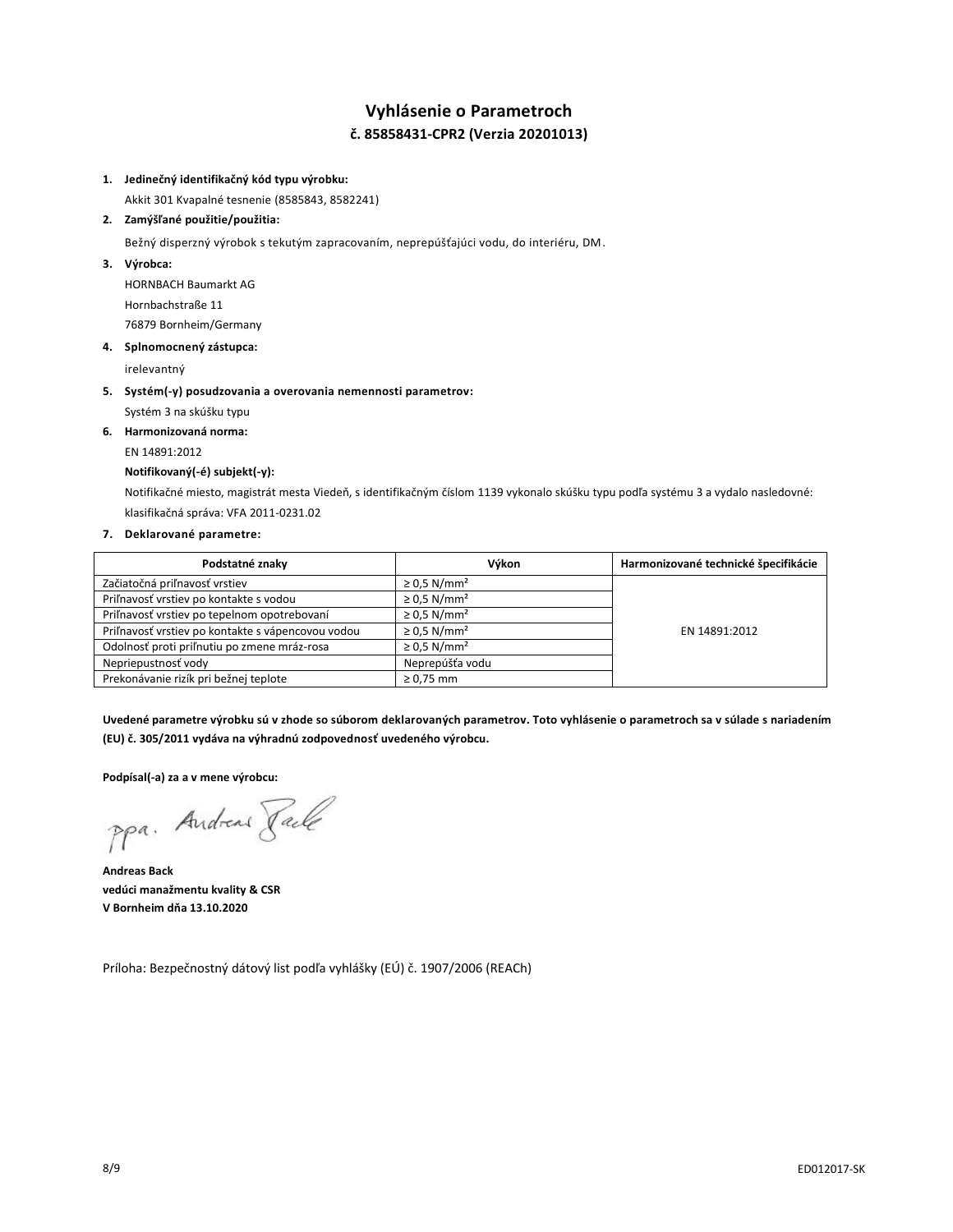# Vyhlásenie o Parametroch

## č. 85858431-CPR2 (Verzia 20201013)

1. **Jedinečný identifikačný kód typu výrobku:**
   Akkit 301 Kvapalné tesnenie (8585843, 8582241)
2. **Zamýšľané použitie/použitia:**
   Bežný disperzný výrobok s tekutým zapracovaním, neprepúšťajúci vodu, do interiéru, DM.
3. **Výrobca:**
   HORNBACH Baumarkt AG
   Hornbachstraße 11
   76879 Bornheim/Germany
4. **Splnomocnený zástupca:**
   irelevantný
5. **Systém(-y) posudzovania a overovania nemennosti parametrov:**
   Systém 3 na skúšku typu
6. **Harmonizovaná norma:**
   EN 14891:2012
   **Notifikovaný(-é) subjekt(-y):**
   Notifikačné miesto, magistrát mesta Viedeň, s identifikačným číslom 1139 vykonalo skúšku typu podľa systému 3 a vydalo nasledovné: klasifikačná správa: VFA 2011-0231.02
7. **Deklarované parametre:**

| Podstatné znaky | Výkon | Harmonizované technické špecifikácie |
|---|---|---|
| Začiatočná priľnavosť vrstiev | ≥ 0,5 N/mm² | EN 14891:2012 |
| Priľnavosť vrstiev po kontakte s vodou | ≥ 0,5 N/mm² | |
| Priľnavosť vrstiev po tepelnom opotrebovaní | ≥ 0,5 N/mm² | |
| Priľnavosť vrstiev po kontakte s vápencovou vodou | ≥ 0,5 N/mm² | |
| Odolnosť proti priľnutiu po zmene mráz-rosa | ≥ 0,5 N/mm² | |
| Nepriepustnosť vody | Neprepúšťa vodu | |
| Prekonávanie rizík pri bežnej teplote | ≥ 0,75 mm | |

**Uvedené parametre výrobku sú v zhode so súborom deklarovaných parametrov. Toto vyhlásenie o parametroch sa v súlade s nariadením (EU) č. 305/2011 vydáva na výhradnú zodpovednosť uvedeného výrobcu.**

**Podpísal(-a) za a v mene výrobcu:**

ppa. Andreas Back

**Andreas Back**
**vedúci manažmentu kvality & CSR**
**V Bornheim dňa 13.10.2020**

Príloha: Bezpečnostný dátový list podľa vyhlášky (EÚ) č. 1907/2006 (REACh)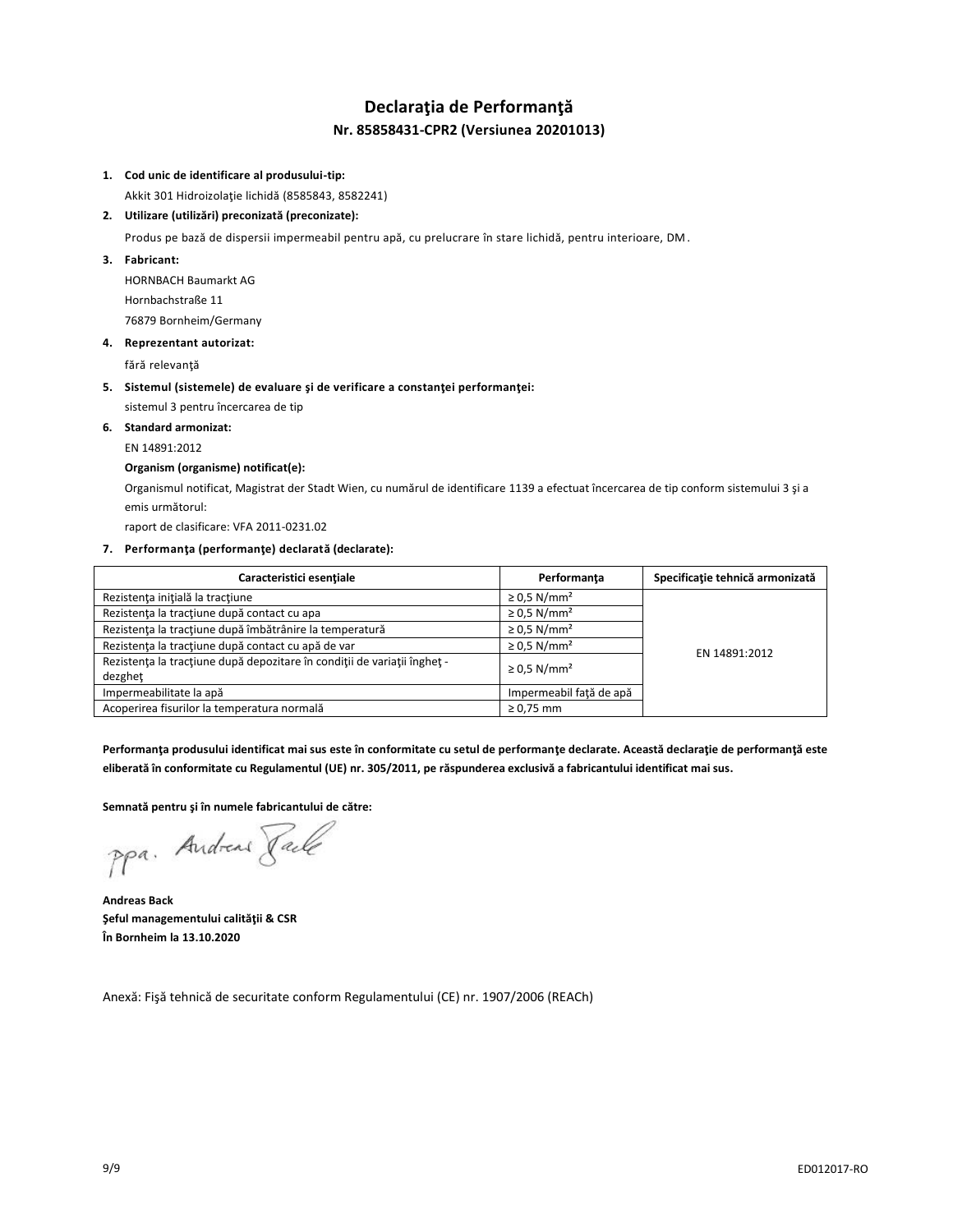# Declaraţia de Performanţă

## Nr. 85858431-CPR2 (Versiunea 20201013)

1. **Cod unic de identificare al produsului-tip:**
   Akkit 301 Hidroizolaţie lichidă (8585843, 8582241)
2. **Utilizare (utilizări) preconizată (preconizate):**
   Produs pe bază de dispersii impermeabil pentru apă, cu prelucrare în stare lichidă, pentru interioare, DM.
3. **Fabricant:**
   HORNBACH Baumarkt AG
   Hornbachstraße 11
   76879 Bornheim/Germany
4. **Reprezentant autorizat:**
   fără relevanţă
5. **Sistemul (sistemele) de evaluare şi de verificare a constanţei performanţei:**
   sistemul 3 pentru încercarea de tip
6. **Standard armonizat:**
   EN 14891:2012
   **Organism (organisme) notificat(e):**
   Organismul notificat, Magistrat der Stadt Wien, cu numărul de identificare 1139 a efectuat încercarea de tip conform sistemului 3 şi a emis următorul:
   raport de clasificare: VFA 2011-0231.02
7. **Performanţa (performanţe) declarată (declarate):**

| Caracteristici esenţiale | Performanţa | Specificaţie tehnică armonizată |
|---|---|---|
| Rezistenţa iniţială la tracţiune | ≥ 0,5 N/mm² | EN 14891:2012 |
| Rezistenţa la tracţiune după contact cu apa | ≥ 0,5 N/mm² | |
| Rezistenţa la tracţiune după îmbătrânire la temperatură | ≥ 0,5 N/mm² | |
| Rezistenţa la tracţiune după contact cu apă de var | ≥ 0,5 N/mm² | |
| Rezistenţa la tracţiune după depozitare în condiţii de variaţii îngheţ - dezgheţ | ≥ 0,5 N/mm² | |
| Impermeabilitate la apă | Impermeabil faţă de apă | |
| Acoperirea fisurilor la temperatura normală | ≥ 0,75 mm | |

**Performanţa produsului identificat mai sus este în conformitate cu setul de performanţe declarate. Această declaraţie de performanţă este eliberată în conformitate cu Regulamentul (UE) nr. 305/2011, pe răspunderea exclusivă a fabricantului identificat mai sus.**

**Semnată pentru şi în numele fabricantului de către:**

ppa. Andreas Back

**Andreas Back**
**Şeful managementului calităţii & CSR**
**În Bornheim la 13.10.2020**

Anexă: Fişă tehnică de securitate conform Regulamentului (CE) nr. 1907/2006 (REACh)

ED012017-RO